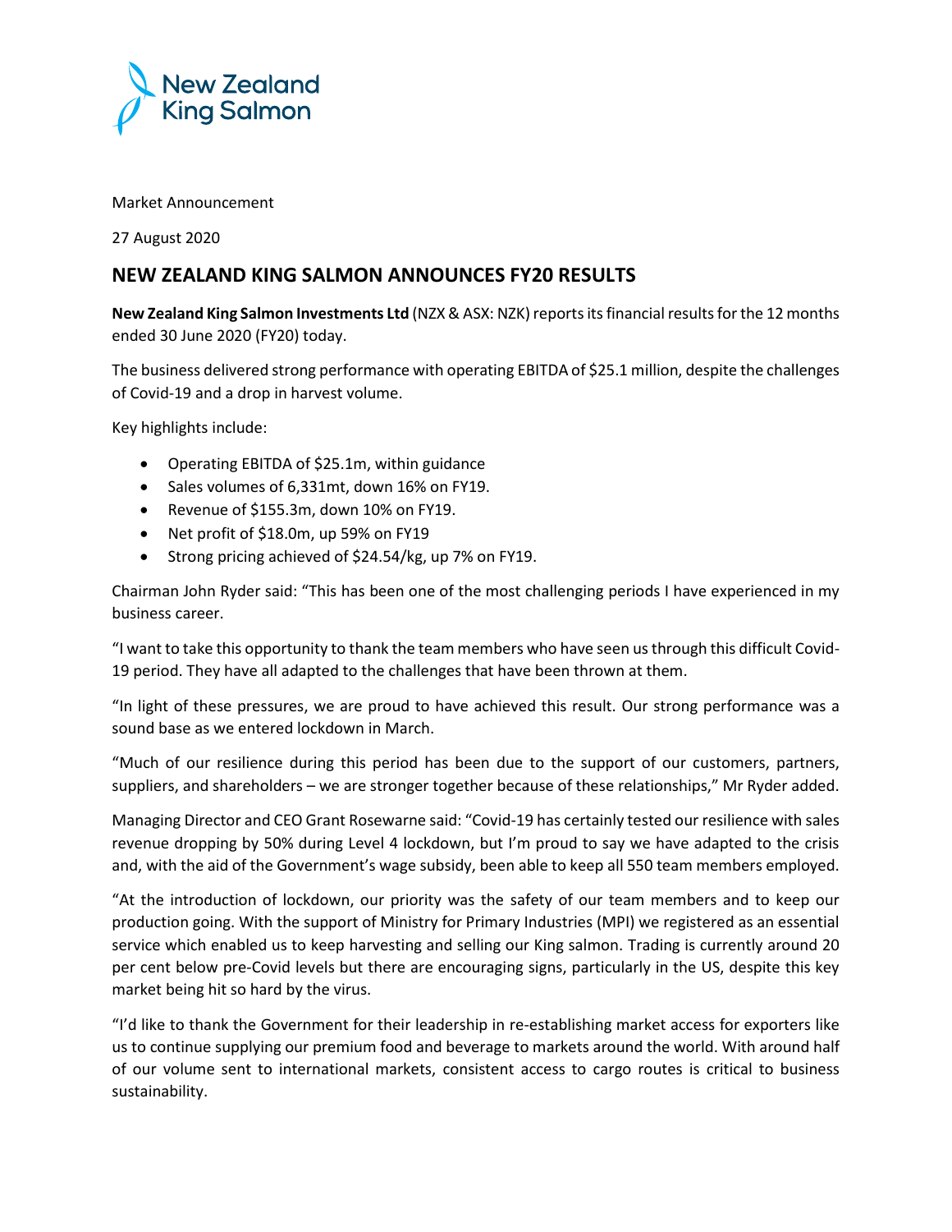Market Announcement

27 August 2020

## NEW ZEALAND KING SALMON ANNOUNCES FY20 RESULTS

**New Zealand King Salmon Investments Ltd** (NZX & ASX: NZK) reports its financial results for the 12 months ended 30 June 2020 (FY20) today.

The business delivered strong performance with operating EBITDA of $25.1 million, despite the challenges of Covid-19 and a drop in harvest volume.

Key highlights include:

- Operating EBITDA of $25.1m, within guidance
- Sales volumes of 6,331mt, down 16% on FY19.
- Revenue of $155.3m, down 10% on FY19.
- Net profit of $18.0m, up 59% on FY19
- Strong pricing achieved of $24.54/kg, up 7% on FY19.

Chairman John Ryder said: "This has been one of the most challenging periods I have experienced in my business career.

"I want to take this opportunity to thank the team members who have seen us through this difficult Covid-19 period. They have all adapted to the challenges that have been thrown at them.

"In light of these pressures, we are proud to have achieved this result. Our strong performance was a sound base as we entered lockdown in March.

"Much of our resilience during this period has been due to the support of our customers, partners, suppliers, and shareholders – we are stronger together because of these relationships," Mr Ryder added.

Managing Director and CEO Grant Rosewarne said: "Covid-19 has certainly tested our resilience with sales revenue dropping by 50% during Level 4 lockdown, but I'm proud to say we have adapted to the crisis and, with the aid of the Government's wage subsidy, been able to keep all 550 team members employed.

"At the introduction of lockdown, our priority was the safety of our team members and to keep our production going. With the support of Ministry for Primary Industries (MPI) we registered as an essential service which enabled us to keep harvesting and selling our King salmon. Trading is currently around 20 per cent below pre-Covid levels but there are encouraging signs, particularly in the US, despite this key market being hit so hard by the virus.

"I'd like to thank the Government for their leadership in re-establishing market access for exporters like us to continue supplying our premium food and beverage to markets around the world. With around half of our volume sent to international markets, consistent access to cargo routes is critical to business sustainability.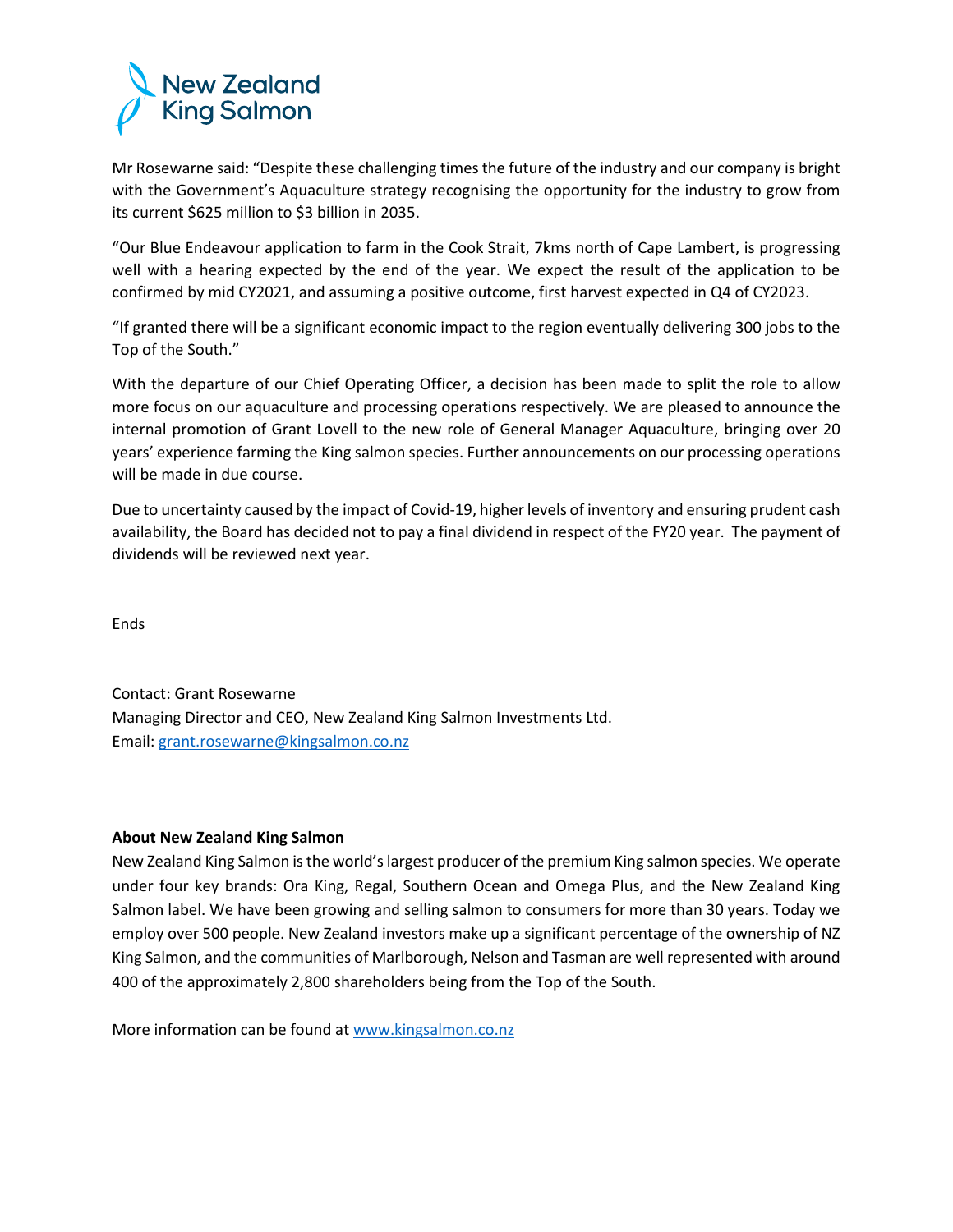Mr Rosewarne said: "Despite these challenging times the future of the industry and our company is bright with the Government's Aquaculture strategy recognising the opportunity for the industry to grow from its current $625 million to $3 billion in 2035.

"Our Blue Endeavour application to farm in the Cook Strait, 7kms north of Cape Lambert, is progressing well with a hearing expected by the end of the year. We expect the result of the application to be confirmed by mid CY2021, and assuming a positive outcome, first harvest expected in Q4 of CY2023.

"If granted there will be a significant economic impact to the region eventually delivering 300 jobs to the Top of the South."

With the departure of our Chief Operating Officer, a decision has been made to split the role to allow more focus on our aquaculture and processing operations respectively. We are pleased to announce the internal promotion of Grant Lovell to the new role of General Manager Aquaculture, bringing over 20 years' experience farming the King salmon species. Further announcements on our processing operations will be made in due course.

Due to uncertainty caused by the impact of Covid-19, higher levels of inventory and ensuring prudent cash availability, the Board has decided not to pay a final dividend in respect of the FY20 year. The payment of dividends will be reviewed next year.

Ends

Contact: Grant Rosewarne
Managing Director and CEO, New Zealand King Salmon Investments Ltd.
Email: grant.rosewarne@kingsalmon.co.nz

**About New Zealand King Salmon**

New Zealand King Salmon is the world's largest producer of the premium King salmon species. We operate under four key brands: Ora King, Regal, Southern Ocean and Omega Plus, and the New Zealand King Salmon label. We have been growing and selling salmon to consumers for more than 30 years. Today we employ over 500 people. New Zealand investors make up a significant percentage of the ownership of NZ King Salmon, and the communities of Marlborough, Nelson and Tasman are well represented with around 400 of the approximately 2,800 shareholders being from the Top of the South.

More information can be found at www.kingsalmon.co.nz